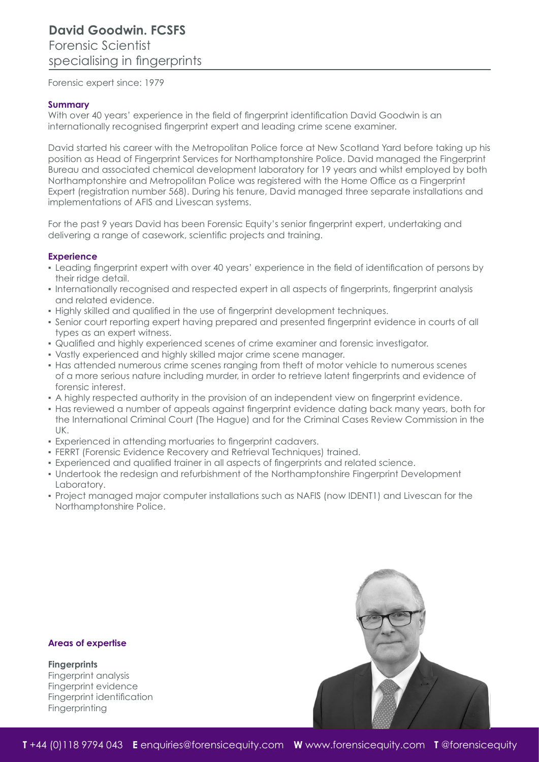# David Goodwin. FCSFS

## Forensic Scientist specialising in fingerprints

Forensic expert since: 1979

### Summary

With over 40 years' experience in the field of fingerprint identification David Goodwin is an internationally recognised fingerprint expert and leading crime scene examiner.

David started his career with the Metropolitan Police force at New Scotland Yard before taking up his position as Head of Fingerprint Services for Northamptonshire Police. David managed the Fingerprint Bureau and associated chemical development laboratory for 19 years and whilst employed by both Northamptonshire and Metropolitan Police was registered with the Home Office as a Fingerprint Expert (registration number 568). During his tenure, David managed three separate installations and implementations of AFIS and Livescan systems.

For the past 9 years David has been Forensic Equity's senior fingerprint expert, undertaking and delivering a range of casework, scientific projects and training.

### Experience

- Leading fingerprint expert with over 40 years' experience in the field of identification of persons by their ridge detail.
- Internationally recognised and respected expert in all aspects of fingerprints, fingerprint analysis and related evidence.
- Highly skilled and qualified in the use of fingerprint development techniques.
- Senior court reporting expert having prepared and presented fingerprint evidence in courts of all types as an expert witness.
- Qualified and highly experienced scenes of crime examiner and forensic investigator.
- Vastly experienced and highly skilled major crime scene manager.
- Has attended numerous crime scenes ranging from theft of motor vehicle to numerous scenes of a more serious nature including murder, in order to retrieve latent fingerprints and evidence of forensic interest.
- A highly respected authority in the provision of an independent view on fingerprint evidence.
- Has reviewed a number of appeals against fingerprint evidence dating back many years, both for the International Criminal Court (The Hague) and for the Criminal Cases Review Commission in the UK.
- Experienced in attending mortuaries to fingerprint cadavers.
- FERRT (Forensic Evidence Recovery and Retrieval Techniques) trained.
- Experienced and qualified trainer in all aspects of fingerprints and related science.
- Undertook the redesign and refurbishment of the Northamptonshire Fingerprint Development Laboratory.
- Project managed major computer installations such as NAFIS (now IDENT1) and Livescan for the Northamptonshire Police.

### Areas of expertise

**Fingerprints**
Fingerprint analysis
Fingerprint evidence
Fingerprint identification
Fingerprinting

**T** +44 (0)118 9794 043 **E** enquiries@forensicequity.com **W** www.forensicequity.com **T** @forensicequity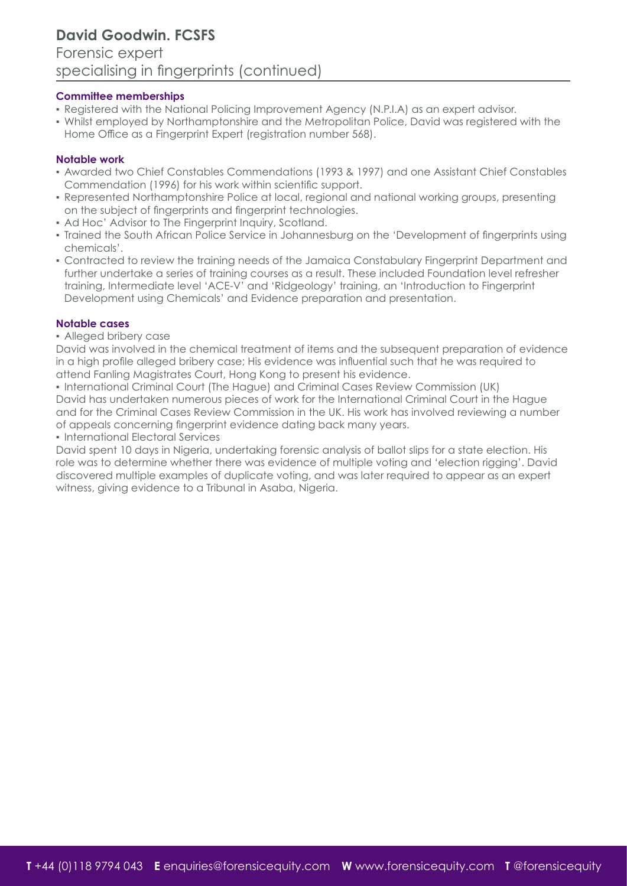# David Goodwin. FCSFS

## Forensic expert specialising in fingerprints (continued)

### Committee memberships

- Registered with the National Policing Improvement Agency (N.P.I.A) as an expert advisor.
- Whilst employed by Northamptonshire and the Metropolitan Police, David was registered with the Home Office as a Fingerprint Expert (registration number 568).

### Notable work

- Awarded two Chief Constables Commendations (1993 & 1997) and one Assistant Chief Constables Commendation (1996) for his work within scientific support.
- Represented Northamptonshire Police at local, regional and national working groups, presenting on the subject of fingerprints and fingerprint technologies.
- Ad Hoc' Advisor to The Fingerprint Inquiry, Scotland.
- Trained the South African Police Service in Johannesburg on the 'Development of fingerprints using chemicals'.
- Contracted to review the training needs of the Jamaica Constabulary Fingerprint Department and further undertake a series of training courses as a result. These included Foundation level refresher training, Intermediate level 'ACE-V' and 'Ridgeology' training, an 'Introduction to Fingerprint Development using Chemicals' and Evidence preparation and presentation.

### Notable cases

- Alleged bribery case

David was involved in the chemical treatment of items and the subsequent preparation of evidence in a high profile alleged bribery case; His evidence was influential such that he was required to attend Fanling Magistrates Court, Hong Kong to present his evidence.

- International Criminal Court (The Hague) and Criminal Cases Review Commission (UK)

David has undertaken numerous pieces of work for the International Criminal Court in the Hague and for the Criminal Cases Review Commission in the UK. His work has involved reviewing a number of appeals concerning fingerprint evidence dating back many years.

- International Electoral Services

David spent 10 days in Nigeria, undertaking forensic analysis of ballot slips for a state election. His role was to determine whether there was evidence of multiple voting and 'election rigging'. David discovered multiple examples of duplicate voting, and was later required to appear as an expert witness, giving evidence to a Tribunal in Asaba, Nigeria.

**T** +44 (0)118 9794 043 **E** enquiries@forensicequity.com **W** www.forensicequity.com **T** @forensicequity